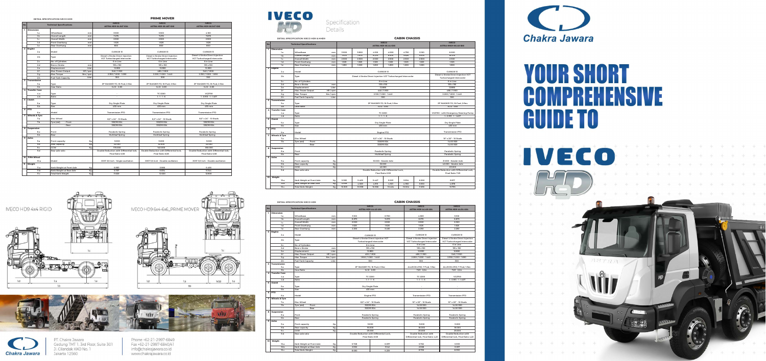# YOUR SHORT COMPREHENSIVE GUIDE TO IVECO HD

**Chakra Jawara**

## DETAIL SPECIFICATION IVECO HD9 — PRIME MOVER

| No | Technical Specifications | | | IVECO ASTRA HD9 64.54T 6X4 | IVECO ASTRA HD9 66.48T 6X6 | IVECO ASTRA HD9 66.54T 6X6 |
|---|---|---|---|---|---|---|
| 1 | Dimension | | | | | |
| | 1.a | Wheelbase | mm | 3,500 | 3,500 | 4,150 |
| | 1.b | Overall Length | mm | 7,275 | 7,275 | 7,975 |
| | 1.c | Overall Width | mm | 2,500 | 2,500 | 2,500 |
| | 1.d | Front Overhang | mm | 1,425 | 1,425 | 1,425 |
| | 1.e | Rear Overhang | mm | 800 | 800 | 800 |
| 2 | Engine | | | | | |
| | 2.a | Model | | CURSOR 13 | CURSOR 13 | CURSOR 13 |
| | 2.b | Type | | Diesel 4 Stroke Direct Injection VGT Turbocharged Intercooler | Diesel 4 Stroke Direct Injection VGT Turbocharged Intercooler | Diesel 4 Stroke Direct Injection VGT Turbocharged Intercooler |
| | 2.c | No. of Cylinders | | 6 in Line | 6 in Line | 6 in Line |
| | 2.d | Bore x Stroke | mm | 135 x 150 | 135 x 150 | 135 x 150 |
| | 2.e | Displacement | Liter | 12,880 | 12,880 | 12,880 |
| | 2.f | Max. Power Output | HP / rpm | 540 / 1,900 | 480 / 1,900 | 540 / 1,900 |
| | 2.g | Max. Torque | Nm / rpm | 2,350 / 1,000 - 1,690 | 2,200 / 1,000 - 1,440 | 2,350 / 1,000 - 1,690 |
| | 2.h | Fuel Tank Capacity | Liter | 300 | 300 | 300 |
| 3 | Transmission | | | | | |
| | 3.a | Type | | ZF 16AS2631 TO; 16 Fwd, 2 Rev | ZF 16AS2631 TO; 16 Fwd, 2 Rev | ZF 16AS2631 TO; 16 Fwd, 2 Rev |
| | 3.b | Gear Ratio | | 14.12 - 0.83 | 14.12 - 0.83 | 14.12 - 0.83 |
| 4 | Transfer Case | | | | | |
| | 4.a | Type | | - | TC 2200 | VG2700 |
| | 4.b | Ratio | | - | 1 : 1 - 1 : 6 | 1 : 0.913 - 1 : 1.627 |
| 5 | Clutch | | | | | |
| | 5.a | Type | | Dry Single Plate | Dry Single Plate | Dry Single Plate |
| | 5.b | Size | | 430 mm | 430 mm | 430 mm |
| 6 | PTO | | | | | |
| | 6.a | Model | | Transmission PTO | Transmission PTO | Transmission PTO |
| 7 | Wheels & Tyre | | | | | |
| | 7.a | Disc Wheel | | 8.5" x 24" - 10 Studs | 8.5" x 24" - 10 Studs | 8.5" x 24" - 10 Studs |
| | 7.b | Tyre (std) | Front | 325/95 R24 | 325/95 R24 | 325/95 R24 |
| | | | Rear | 325/95 R24 | 325/95 R24 | 325/95 R24 |
| 8 | Suspension | | | | | |
| | 8.a | Front | | Parabolic Spring | Parabolic Spring | Parabolic Spring |
| | 8.b | Rear | | Multileaf Spring | Multileaf Spring | Multileaf Spring |
| 9 | Axles | | | | | |
| | 9.a | Front capacity | Kg | 9,000 | 9,000 | 9,000 |
| | 9.b | Rear capacity | Kg | 32,000 | 32,000 | 32,000 |
| | 9.c | GCW | Kg | 170,000 | 140,000 | 180,000 |
| | 9.d | Rear axle ratio | | Double Reduction with Differential lock, Final Ratio 6.58 | Double Reduction with Differential lock, Final Ratio 6.58 | Double Reduction with Differential lock, Final Ratio 6.58 |
| 10 | Fifth Wheel | | | | | |
| | 10.a | Model | | JOST 3.5 inch - Single oscillation | JOST 3.5 inch - Double oscillation | JOST 3.5 inch - Double oscillation |
| 11 | Weight | | | | | |
| | 11.a | Kerb Weight at Front Axle | Kg | 5,883 | 5,986 | 6,485 |
| | 11.b | Kerb Weight at Rear Axle | Kg | 5,737 | 6,034 | 6,344 |
| | 11.c | Total Kerb Weight | Kg | 11,620 | 12,020 | 12,830 |

IVECO HD9 4x4 RIGID

IVECO HD9 6x4-6x6_PRIME MOVER

PT. Chakra Jawara
Gedung TMT 1, 3rd Floor, Suite 301
Jl. Cilandak KKO No. 1
Jakarta 12560

Phone +62-21-2997-6849
Fax +62-21-2997-6840/41
info@chakrajawara.co.id
www.chakrajawara.co.id

# IVECO HD Specification Details

## DETAIL SPECIFICATION IVECO HD8 & HD9 — CABIN CHASSIS

| No | Technical Specifications | | | IVECO ASTRA HD8 64.44 6X4 | | | | | | IVECO ASTRA HD9 86.48 8X8 |
|---|---|---|---|---|---|---|---|---|---|---|
| 1 | Dimension | | | | | | | | | |
| | 1.a | Wheelbase | mm | 3,500 | 3,800 | 4,100 | 4,500 | 4,750 | 5,100 | 6,000 |
| | 1.b | Overall Length | mm | 7,025 | 7,325 | 7,625 | 8,025 | 8,275 | 8,625 | 9,575 |
| | 1.c | Overall Width | mm | 2,500 | 2,500 | 2,500 | 2,500 | 2,500 | 2,500 | 2,500 |
| | 1.d | Front Overhang | mm | 1,525 | 1,525 | 1,525 | 1,525 | 1,525 | 1,525 | 1,525 |
| | 1.e | Rear Overhang | mm | 1,200 | 1,200 | 1,200 | 1,200 | 1,200 | 1,200 | 1,500 |
| 2 | Engine | | | | | | | | | |
| | 2.a | Model | | CURSOR 13 | | | | | | CURSOR 13 |
| | 2.b | Type | | Diesel 4 Stroke Direct Injection VGT Turbocharged Intercooler | | | | | | Diesel 4 Stroke Direct Injection VGT Turbocharged Intercooler |
| | 2.c | No. of Cylinders | | 6 in Line | | | | | | 6 in Line |
| | 2.d | Bore x Stroke | mm | 135 x 150 | | | | | | 135 x 150 |
| | 2.e | Displacement | Liter | 12,880 | | | | | | 12,880 |
| | 2.f | Max. Power Output | HP / rpm | 440 / 1,900 | | | | | | 480 / 1,900 |
| | 2.g | Max. Torque | Nm / rpm | 2,100 / 1,000 - 1,440 | | | | | | 2,200 / 1,000 - 1,440 |
| | 2.h | Fuel Tank Capacity | Liter | 300 | | | | | | 300 |
| 3 | Transmission | | | | | | | | | |
| | 3.a | Type | | ZF 16AS2631 TO; 16 Fwd, 2 Rev | | | | | | ZF 16AS2631 TO; 16 Fwd, 2 Rev |
| | 3.b | Gear Ratio | | 14.12 - 0.83 | | | | | | 14.12 - 0.83 |
| 4 | Transfer Case | | | | | | | | | |
| | 4.a | Type | | TC 2200 | | | | | | VG2700 - with Emergency Steering Pump |
| | 4.b | Ratio | | 1 : 1 - 1 : 6 | | | | | | 1 : 0.913 - 1 : 1.627 |
| 5 | Clutch | | | | | | | | | |
| | 5.a | Type | | Dry Single Plate | | | | | | Dry Single Plate |
| | 5.b | Size | | 430 mm | | | | | | 430 mm |
| 6 | PTO | | | | | | | | | |
| | 6.a | Model | | Engine PTO | | | | | | Transmission PTO |
| 7 | Wheels & Tyre | | | | | | | | | |
| | 7.a | Disc Wheel | | 8.5" x 24" - 10 Studs | | | | | | 10" x 20" - 10 Studs |
| | 7.b | Tyre (std) | Front | 325/95 R24 | | | | | | 14.00 R20 |
| | | | Rear | 325/95 R24 | | | | | | 14.00 R20 |
| 8 | Suspension | | | | | | | | | |
| | 8.a | Front | | Parabolic Spring | | | | | | Parabolic Spring |
| | 8.b | Rear | | Multileaf Spring | | | | | | Parabolic Spring |
| 9 | Axles | | | | | | | | | |
| | 9.a | Front capacity | Kg | 10,000 - Kessler Axle | | | | | | 21,000 - Kessler Axle |
| | 9.b | Rear capacity | Kg | 32,000 | | | | | | 32,000 - Kessler Axle |
| | 9.c | GCW | Kg | 42,000 | | | | | | 60,000 |
| | 9.d | Rear axle ratio | | Double Reduction with Differential Lock, Final Ratio 6.58 | | | | | | Double Reduction with Differential Lock, Final Ratio 7.29 |
| 10 | Weight | | | | | | | | | |
| | 10.a | Kerb Weight at Front Axle | Kg | 5,368 | 5,409 | 5,447 | 5,503 | 5,554 | 6,263 | 8,917 |
| | 10.b | Kerb Weight at Rear Axle | Kg | 4,935 | 4,929 | 4,919 | 4,921 | 4,950 | 5,553 | 6,876 |
| | 10.c | Total Kerb Weight | Kg | 10,303 | 10,338 | 10,366 | 10,424 | 10,504 | 11,816 | 15,793 |

## DETAIL SPECIFICATION IVECO HD9 — CABIN CHASSIS

| No | Technical Specifications | | | IVECO ASTRA HD9 64.42 6X4 | | IVECO ASTRA HD9 66.48 6X6 | IVECO ASTRA HD9 66.54 6X6 |
|---|---|---|---|---|---|---|---|
| 1 | Dimension | | | | | | |
| | 1.a | Wheelbase | mm | 5,100 | 5,700 | 4,600 | 5,100 |
| | 1.b | Overall Length | mm | 8,875 | 9,475 | 8,375 | 8,875 |
| | 1.c | Overall Width | mm | 2,500 | 2,500 | 2,500 | 2,500 |
| | 1.d | Front Overhang | mm | 1,525 | 1,525 | 1,525 | 1,525 |
| | 1.e | Rear Overhang | mm | 2,250 | 2,250 | 2,250 | 2,250 |
| 2 | Engine | | | | | | |
| | 2.a | Model | | CURSOR 13 | | CURSOR 13 | CURSOR 13 |
| | 2.b | Type | | Diesel 4 Stroke Direct Injection VGT Turbocharged Intercooler | | Diesel 4 Stroke Direct Injection VGT Turbocharged Intercooler | Diesel 4 Stroke Direct Injection VGT Turbocharged Intercooler |
| | 2.c | No. of Cylinders | | 6 in Line | | 6 in Line | 6 in Line |
| | 2.d | Bore x Stroke | mm | 135 x 150 | | 135 x 150 | 135 x 150 |
| | 2.e | Displacement | Liter | 12,880 | | 12,880 | 12,880 |
| | 2.f | Max. Power Output | HP / rpm | 420 / 1,900 | | 480 / 1,900 | 540 / 1,900 |
| | 2.g | Max. Torque | Nm / rpm | 1,900 / 1,000 - 1,440 | | 2,200 / 1,000 - 1,440 | 2,350 / 1,000 - 1,690 |
| | 2.h | Fuel Tank Capacity | Liter | 300 | | 300 | 300 |
| 3 | Transmission | | | | | | |
| | 3.a | Type | | ZF 16AS2631 TO; 16 Fwd, 2 Rev | | ALLISON 4700; 7 Fwd, 1 Rev | ALLISON 4700; 7 Fwd, 1 Rev |
| | 3.b | Gear Ratio | | 14.12 - 0.83 | | 7.63 - 0.64 | 7.63 - 0.64 |
| 4 | Transfer Case | | | | | | |
| | 4.a | Type | | TC 2200 | | TC 2200 | VG2700 |
| | 4.b | Ratio | | 1 : 1 - 1 : 6 | | 1 : 1 - 1 : 6 | 1 : 0.913 - 1 : 1.627 |
| 5 | Clutch | | | | | | |
| | 5.a | Type | | Dry Single Plate | | | |
| | 5.b | Size | | 430 mm | | | |
| 6 | PTO | | | | | | |
| | 6.a | Model | | Engine PTO | | Transmission PTO | Transmission PTO |
| 7 | Wheels & Tyre | | | | | | |
| | 7.a | Disc Wheel | | 8.5" x 24" - 10 Studs | | 10" x 20" - 10 Studs | 10" x 20" - 10 Studs |
| | 7.b | Tyre (std) | Front | 325/95 R24 | | 14.00 R20 | 14.00 R20 |
| | | | Rear | 325/95 R24 | | 14.00 R20 | 14.00 R20 |
| 8 | Suspension | | | | | | |
| | 8.a | Front | | Parabolic Spring | | Parabolic Spring | Parabolic Spring |
| | 8.b | Rear | | Parabolic Spring | | Parabolic Spring | Parabolic Spring |
| 9 | Axles | | | | | | |
| | 9.a | Front capacity | Kg | 9,000 | | 9,000 | 9,000 |
| | 9.b | Rear capacity | Kg | 16,000 | | 16,000 | 16,000 |
| | 9.c | GCW | Kg | 26,000 | | 26,000 | 26,000 |
| | 9.d | Rear axle ratio | | Double Reduction with Differential Lock, Final Ratio 6.58 | | Double Reduction with Differential Lock, Final Ratio 4.22 | Double Reduction with Differential Lock, Final Ratio 4.22 |
| 10 | Weight | | | | | | |
| | 10.a | Kerb Weight at Front Axle | Kg | 5,728 | 6,097 | 5,782 | 5,913 |
| | 10.b | Kerb Weight at Rear Axle | Kg | 2,952 | 3,142 | 2,948 | 3,047 |
| | 10.c | Total Kerb Weight | Kg | 8,680 | 9,239 | 8,730 | 8,960 |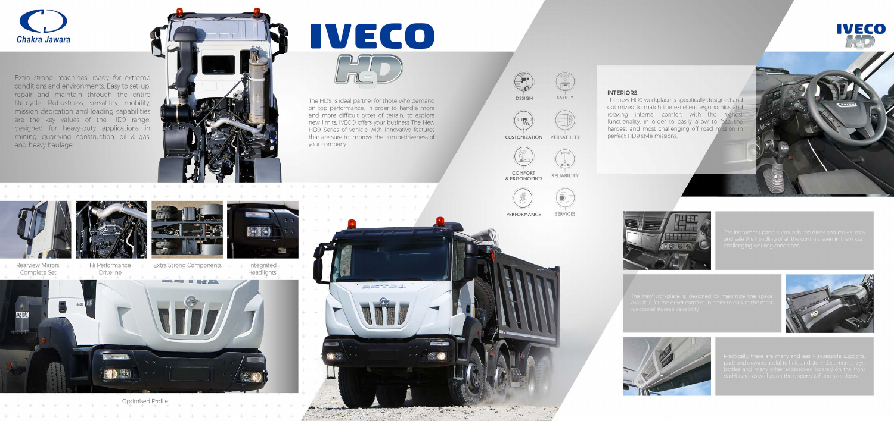Chakra Jawara

# IVECO HD

Extra strong machines, ready for extreme conditions and environments. Easy to set-up, repair and maintain through the entire life-cycle. Robustness, versatility, mobility, mission dedication and loading capabilities are the key values of the HD9 range, designed for heavy-duty applications in mining, quarrying, construction, oil & gas, and heavy haulage.

The HD9 is ideal partner for those who demand on top performance. In order to handle more and more difficult types of terrain, to explore new limits, IVECO offers your business The New HD9 Series of vehicle with innovative features that are sure to improve the competitiveness of your company.

DESIGN

SAFETY

CUSTOMIZATION

VERSATILITY

COMFORT & ERGONOMICS

RELIABILITY

PERFORMANCE

SERVICES

Rearview Mirrors Complete Set

Hi Performance Driveline

Extra Strong Components

Integrated Headlights

Optimised Profile

## INTERIORS.

The new HD9 workplace is specifically designed and optimized to match the excellent ergonomics and relaxing internal comfort with the highest functionality, in order to easily allow to face the hardest and most challenging off road mission in perfect HD9 style missions.

The instrument panel surrounds the driver and makes easy and safe the handling of all the controls, even in the most challenging working conditions.

The new workplace is designed to maximize the space available for the driver comfort, in order to ensure the most functional storage capability.

Practically, there are many and easily accessible supports, pads and drawers useful to hold and store documents, keys, bottles and many other accessories, located on the front dashboard, as well as on the upper shelf and side doors.